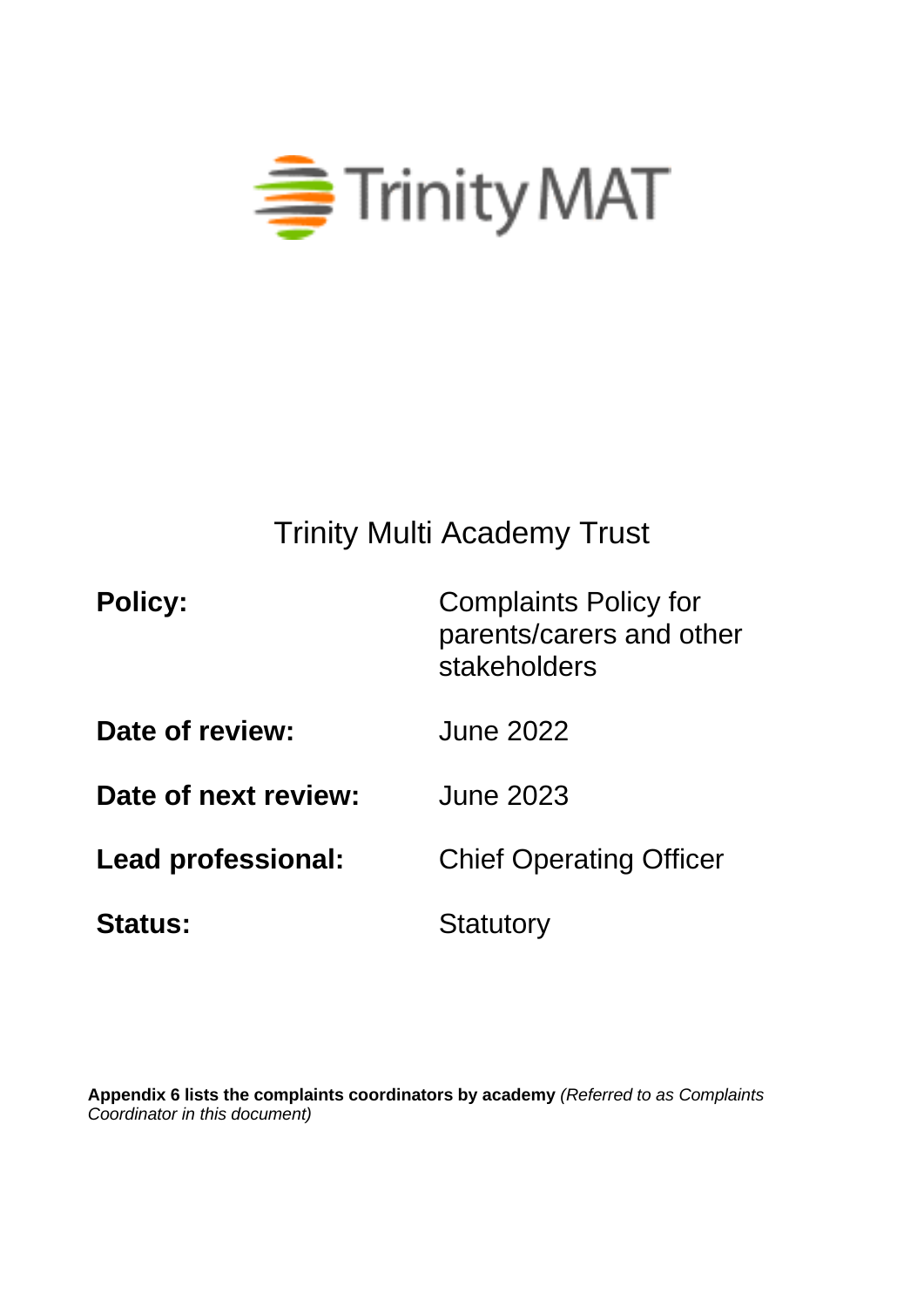Trinity MAT

# Trinity Multi Academy Trust

| | |
|---|---|
| **Policy:** | Complaints Policy for parents/carers and other stakeholders |
| **Date of review:** | June 2022 |
| **Date of next review:** | June 2023 |
| **Lead professional:** | Chief Operating Officer |
| **Status:** | Statutory |

**Appendix 6 lists the complaints coordinators by academy** *(Referred to as Complaints Coordinator in this document)*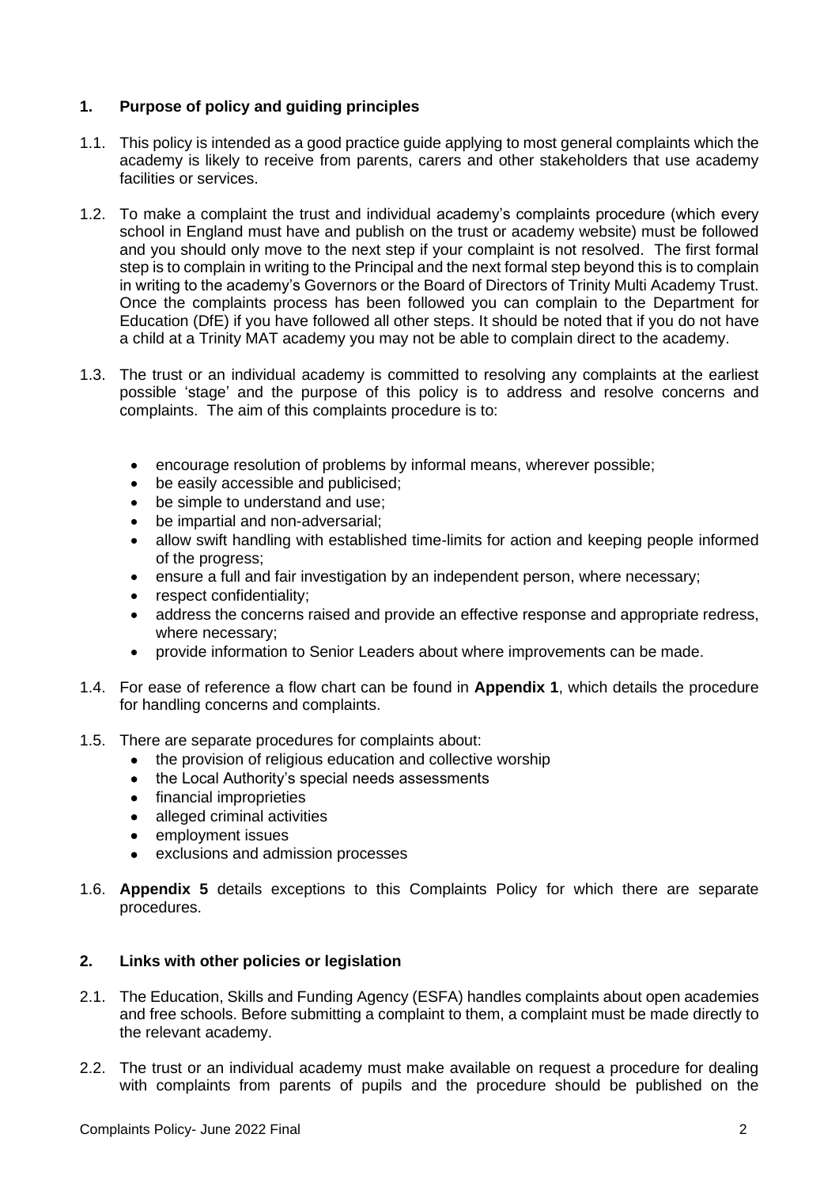## 1. Purpose of policy and guiding principles

1.1. This policy is intended as a good practice guide applying to most general complaints which the academy is likely to receive from parents, carers and other stakeholders that use academy facilities or services.

1.2. To make a complaint the trust and individual academy's complaints procedure (which every school in England must have and publish on the trust or academy website) must be followed and you should only move to the next step if your complaint is not resolved. The first formal step is to complain in writing to the Principal and the next formal step beyond this is to complain in writing to the academy's Governors or the Board of Directors of Trinity Multi Academy Trust. Once the complaints process has been followed you can complain to the Department for Education (DfE) if you have followed all other steps. It should be noted that if you do not have a child at a Trinity MAT academy you may not be able to complain direct to the academy.

1.3. The trust or an individual academy is committed to resolving any complaints at the earliest possible 'stage' and the purpose of this policy is to address and resolve concerns and complaints. The aim of this complaints procedure is to:

- encourage resolution of problems by informal means, wherever possible;
- be easily accessible and publicised;
- be simple to understand and use;
- be impartial and non-adversarial;
- allow swift handling with established time-limits for action and keeping people informed of the progress;
- ensure a full and fair investigation by an independent person, where necessary;
- respect confidentiality;
- address the concerns raised and provide an effective response and appropriate redress, where necessary;
- provide information to Senior Leaders about where improvements can be made.

1.4. For ease of reference a flow chart can be found in **Appendix 1**, which details the procedure for handling concerns and complaints.

1.5. There are separate procedures for complaints about:

- the provision of religious education and collective worship
- the Local Authority's special needs assessments
- financial improprieties
- alleged criminal activities
- employment issues
- exclusions and admission processes

1.6. **Appendix 5** details exceptions to this Complaints Policy for which there are separate procedures.

## 2. Links with other policies or legislation

2.1. The Education, Skills and Funding Agency (ESFA) handles complaints about open academies and free schools. Before submitting a complaint to them, a complaint must be made directly to the relevant academy.

2.2. The trust or an individual academy must make available on request a procedure for dealing with complaints from parents of pupils and the procedure should be published on the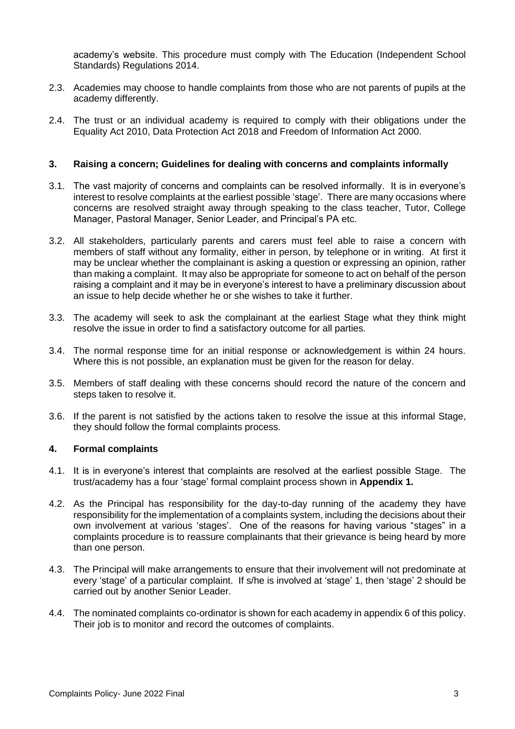academy's website. This procedure must comply with The Education (Independent School Standards) Regulations 2014.

2.3. Academies may choose to handle complaints from those who are not parents of pupils at the academy differently.

2.4. The trust or an individual academy is required to comply with their obligations under the Equality Act 2010, Data Protection Act 2018 and Freedom of Information Act 2000.

## 3. Raising a concern; Guidelines for dealing with concerns and complaints informally

3.1. The vast majority of concerns and complaints can be resolved informally. It is in everyone's interest to resolve complaints at the earliest possible 'stage'. There are many occasions where concerns are resolved straight away through speaking to the class teacher, Tutor, College Manager, Pastoral Manager, Senior Leader, and Principal's PA etc.

3.2. All stakeholders, particularly parents and carers must feel able to raise a concern with members of staff without any formality, either in person, by telephone or in writing. At first it may be unclear whether the complainant is asking a question or expressing an opinion, rather than making a complaint. It may also be appropriate for someone to act on behalf of the person raising a complaint and it may be in everyone's interest to have a preliminary discussion about an issue to help decide whether he or she wishes to take it further.

3.3. The academy will seek to ask the complainant at the earliest Stage what they think might resolve the issue in order to find a satisfactory outcome for all parties.

3.4. The normal response time for an initial response or acknowledgement is within 24 hours. Where this is not possible, an explanation must be given for the reason for delay.

3.5. Members of staff dealing with these concerns should record the nature of the concern and steps taken to resolve it.

3.6. If the parent is not satisfied by the actions taken to resolve the issue at this informal Stage, they should follow the formal complaints process.

## 4. Formal complaints

4.1. It is in everyone's interest that complaints are resolved at the earliest possible Stage. The trust/academy has a four 'stage' formal complaint process shown in **Appendix 1.**

4.2. As the Principal has responsibility for the day-to-day running of the academy they have responsibility for the implementation of a complaints system, including the decisions about their own involvement at various 'stages'. One of the reasons for having various "stages" in a complaints procedure is to reassure complainants that their grievance is being heard by more than one person.

4.3. The Principal will make arrangements to ensure that their involvement will not predominate at every 'stage' of a particular complaint. If s/he is involved at 'stage' 1, then 'stage' 2 should be carried out by another Senior Leader.

4.4. The nominated complaints co-ordinator is shown for each academy in appendix 6 of this policy. Their job is to monitor and record the outcomes of complaints.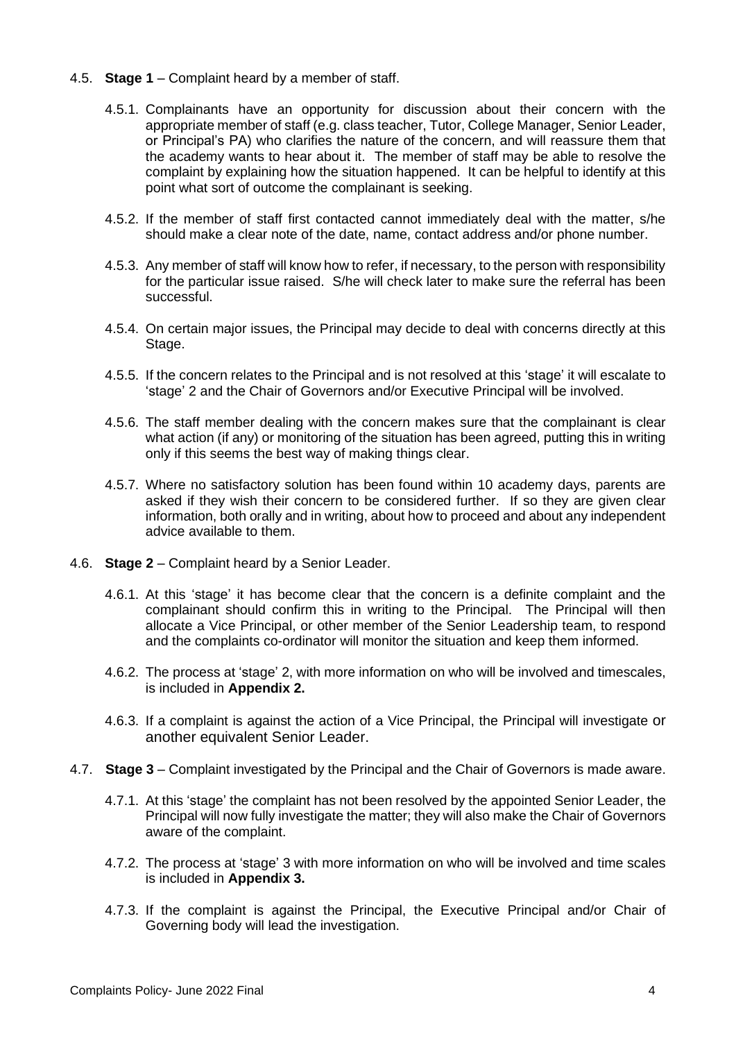4.5. **Stage 1** – Complaint heard by a member of staff.

4.5.1. Complainants have an opportunity for discussion about their concern with the appropriate member of staff (e.g. class teacher, Tutor, College Manager, Senior Leader, or Principal's PA) who clarifies the nature of the concern, and will reassure them that the academy wants to hear about it. The member of staff may be able to resolve the complaint by explaining how the situation happened. It can be helpful to identify at this point what sort of outcome the complainant is seeking.

4.5.2. If the member of staff first contacted cannot immediately deal with the matter, s/he should make a clear note of the date, name, contact address and/or phone number.

4.5.3. Any member of staff will know how to refer, if necessary, to the person with responsibility for the particular issue raised. S/he will check later to make sure the referral has been successful.

4.5.4. On certain major issues, the Principal may decide to deal with concerns directly at this Stage.

4.5.5. If the concern relates to the Principal and is not resolved at this 'stage' it will escalate to 'stage' 2 and the Chair of Governors and/or Executive Principal will be involved.

4.5.6. The staff member dealing with the concern makes sure that the complainant is clear what action (if any) or monitoring of the situation has been agreed, putting this in writing only if this seems the best way of making things clear.

4.5.7. Where no satisfactory solution has been found within 10 academy days, parents are asked if they wish their concern to be considered further. If so they are given clear information, both orally and in writing, about how to proceed and about any independent advice available to them.

4.6. **Stage 2** – Complaint heard by a Senior Leader.

4.6.1. At this 'stage' it has become clear that the concern is a definite complaint and the complainant should confirm this in writing to the Principal. The Principal will then allocate a Vice Principal, or other member of the Senior Leadership team, to respond and the complaints co-ordinator will monitor the situation and keep them informed.

4.6.2. The process at 'stage' 2, with more information on who will be involved and timescales, is included in **Appendix 2.**

4.6.3. If a complaint is against the action of a Vice Principal, the Principal will investigate or another equivalent Senior Leader.

4.7. **Stage 3** – Complaint investigated by the Principal and the Chair of Governors is made aware.

4.7.1. At this 'stage' the complaint has not been resolved by the appointed Senior Leader, the Principal will now fully investigate the matter; they will also make the Chair of Governors aware of the complaint.

4.7.2. The process at 'stage' 3 with more information on who will be involved and time scales is included in **Appendix 3.**

4.7.3. If the complaint is against the Principal, the Executive Principal and/or Chair of Governing body will lead the investigation.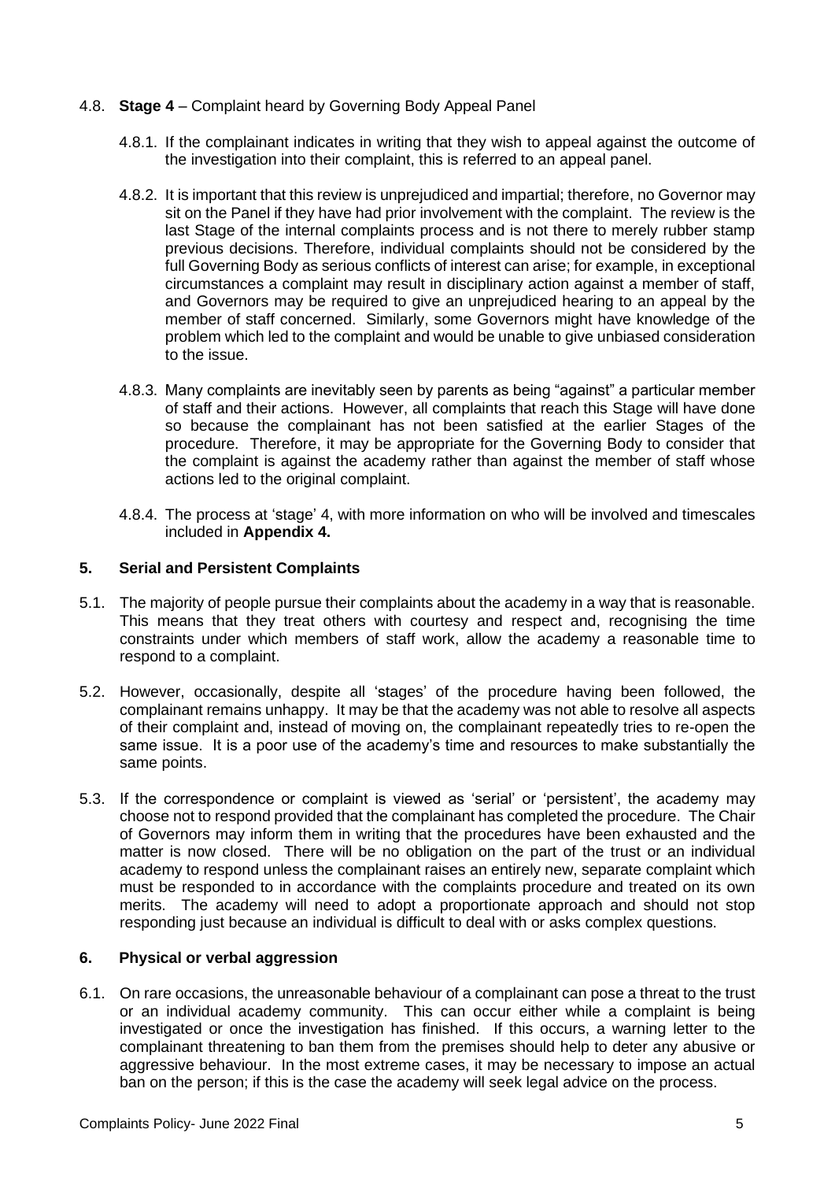4.8. **Stage 4** – Complaint heard by Governing Body Appeal Panel

4.8.1. If the complainant indicates in writing that they wish to appeal against the outcome of the investigation into their complaint, this is referred to an appeal panel.

4.8.2. It is important that this review is unprejudiced and impartial; therefore, no Governor may sit on the Panel if they have had prior involvement with the complaint. The review is the last Stage of the internal complaints process and is not there to merely rubber stamp previous decisions. Therefore, individual complaints should not be considered by the full Governing Body as serious conflicts of interest can arise; for example, in exceptional circumstances a complaint may result in disciplinary action against a member of staff, and Governors may be required to give an unprejudiced hearing to an appeal by the member of staff concerned. Similarly, some Governors might have knowledge of the problem which led to the complaint and would be unable to give unbiased consideration to the issue.

4.8.3. Many complaints are inevitably seen by parents as being "against" a particular member of staff and their actions. However, all complaints that reach this Stage will have done so because the complainant has not been satisfied at the earlier Stages of the procedure. Therefore, it may be appropriate for the Governing Body to consider that the complaint is against the academy rather than against the member of staff whose actions led to the original complaint.

4.8.4. The process at 'stage' 4, with more information on who will be involved and timescales included in **Appendix 4.**

## 5. Serial and Persistent Complaints

5.1. The majority of people pursue their complaints about the academy in a way that is reasonable. This means that they treat others with courtesy and respect and, recognising the time constraints under which members of staff work, allow the academy a reasonable time to respond to a complaint.

5.2. However, occasionally, despite all 'stages' of the procedure having been followed, the complainant remains unhappy. It may be that the academy was not able to resolve all aspects of their complaint and, instead of moving on, the complainant repeatedly tries to re-open the same issue. It is a poor use of the academy's time and resources to make substantially the same points.

5.3. If the correspondence or complaint is viewed as 'serial' or 'persistent', the academy may choose not to respond provided that the complainant has completed the procedure. The Chair of Governors may inform them in writing that the procedures have been exhausted and the matter is now closed. There will be no obligation on the part of the trust or an individual academy to respond unless the complainant raises an entirely new, separate complaint which must be responded to in accordance with the complaints procedure and treated on its own merits. The academy will need to adopt a proportionate approach and should not stop responding just because an individual is difficult to deal with or asks complex questions.

## 6. Physical or verbal aggression

6.1. On rare occasions, the unreasonable behaviour of a complainant can pose a threat to the trust or an individual academy community. This can occur either while a complaint is being investigated or once the investigation has finished. If this occurs, a warning letter to the complainant threatening to ban them from the premises should help to deter any abusive or aggressive behaviour. In the most extreme cases, it may be necessary to impose an actual ban on the person; if this is the case the academy will seek legal advice on the process.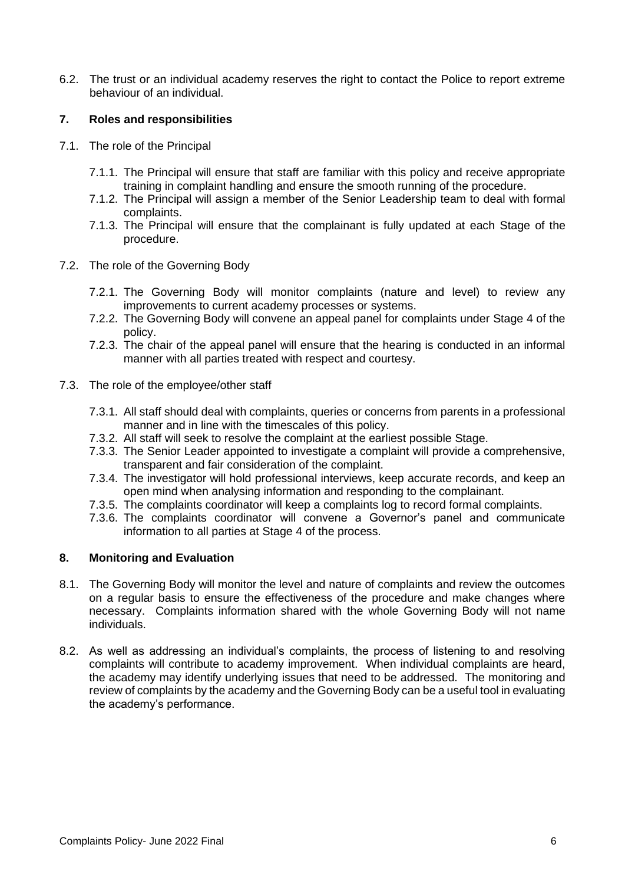6.2. The trust or an individual academy reserves the right to contact the Police to report extreme behaviour of an individual.

## 7. Roles and responsibilities

7.1. The role of the Principal

7.1.1. The Principal will ensure that staff are familiar with this policy and receive appropriate training in complaint handling and ensure the smooth running of the procedure.

7.1.2. The Principal will assign a member of the Senior Leadership team to deal with formal complaints.

7.1.3. The Principal will ensure that the complainant is fully updated at each Stage of the procedure.

7.2. The role of the Governing Body

7.2.1. The Governing Body will monitor complaints (nature and level) to review any improvements to current academy processes or systems.

7.2.2. The Governing Body will convene an appeal panel for complaints under Stage 4 of the policy.

7.2.3. The chair of the appeal panel will ensure that the hearing is conducted in an informal manner with all parties treated with respect and courtesy.

7.3. The role of the employee/other staff

7.3.1. All staff should deal with complaints, queries or concerns from parents in a professional manner and in line with the timescales of this policy.

7.3.2. All staff will seek to resolve the complaint at the earliest possible Stage.

7.3.3. The Senior Leader appointed to investigate a complaint will provide a comprehensive, transparent and fair consideration of the complaint.

7.3.4. The investigator will hold professional interviews, keep accurate records, and keep an open mind when analysing information and responding to the complainant.

7.3.5. The complaints coordinator will keep a complaints log to record formal complaints.

7.3.6. The complaints coordinator will convene a Governor's panel and communicate information to all parties at Stage 4 of the process.

## 8. Monitoring and Evaluation

8.1. The Governing Body will monitor the level and nature of complaints and review the outcomes on a regular basis to ensure the effectiveness of the procedure and make changes where necessary. Complaints information shared with the whole Governing Body will not name individuals.

8.2. As well as addressing an individual's complaints, the process of listening to and resolving complaints will contribute to academy improvement. When individual complaints are heard, the academy may identify underlying issues that need to be addressed. The monitoring and review of complaints by the academy and the Governing Body can be a useful tool in evaluating the academy's performance.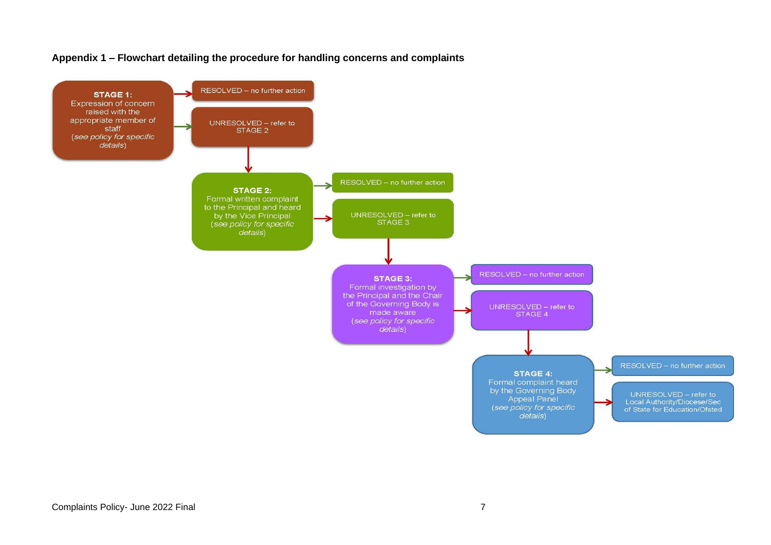**Appendix 1 – Flowchart detailing the procedure for handling concerns and complaints**

**STAGE 1:**
Expression of concern raised with the appropriate member of staff
(*see policy for specific details*)

- RESOLVED – no further action
- UNRESOLVED – refer to STAGE 2

**STAGE 2:**
Formal written complaint to the Principal and heard by the Vice Principal
(*see policy for specific details*)

- RESOLVED – no further action
- UNRESOLVED – refer to STAGE 3

**STAGE 3:**
Formal investigation by the Principal and the Chair of the Governing Body is made aware
(*see policy for specific details*)

- RESOLVED – no further action
- UNRESOLVED – refer to STAGE 4

**STAGE 4:**
Formal complaint heard by the Governing Body Appeal Panel
(*see policy for specific details*)

- RESOLVED – no further action
- UNRESOLVED – refer to Local Authority/Diocese/Sec of State for Education/Ofsted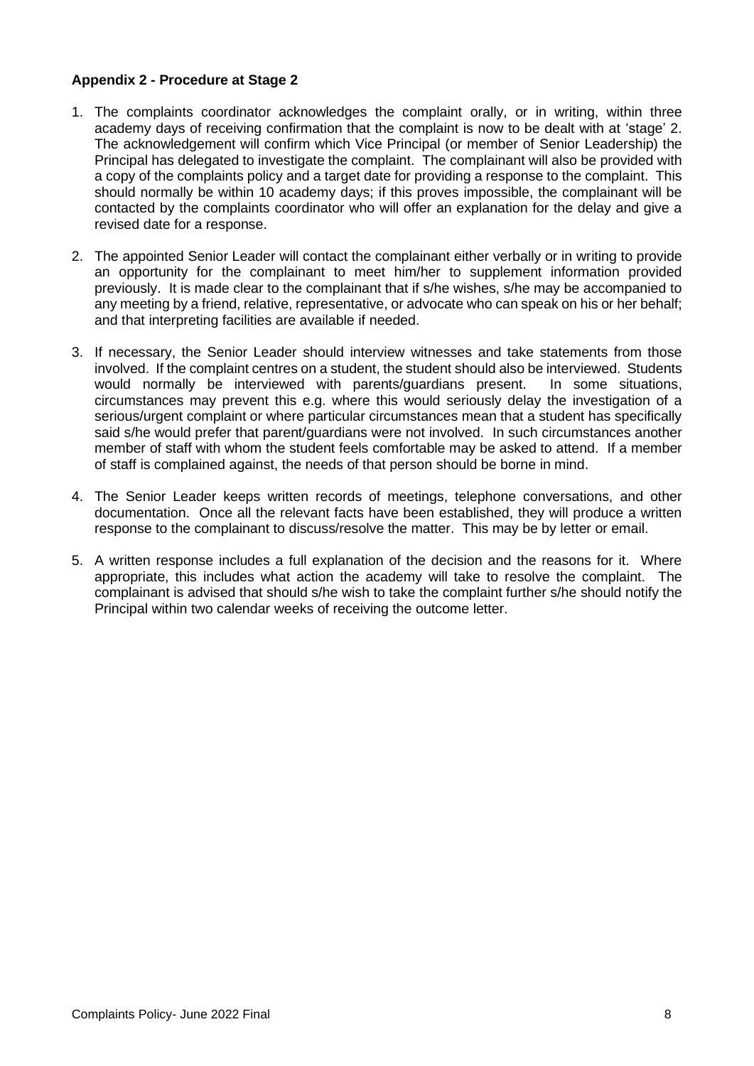**Appendix 2 - Procedure at Stage 2**

1. The complaints coordinator acknowledges the complaint orally, or in writing, within three academy days of receiving confirmation that the complaint is now to be dealt with at 'stage' 2. The acknowledgement will confirm which Vice Principal (or member of Senior Leadership) the Principal has delegated to investigate the complaint. The complainant will also be provided with a copy of the complaints policy and a target date for providing a response to the complaint. This should normally be within 10 academy days; if this proves impossible, the complainant will be contacted by the complaints coordinator who will offer an explanation for the delay and give a revised date for a response.

2. The appointed Senior Leader will contact the complainant either verbally or in writing to provide an opportunity for the complainant to meet him/her to supplement information provided previously. It is made clear to the complainant that if s/he wishes, s/he may be accompanied to any meeting by a friend, relative, representative, or advocate who can speak on his or her behalf; and that interpreting facilities are available if needed.

3. If necessary, the Senior Leader should interview witnesses and take statements from those involved. If the complaint centres on a student, the student should also be interviewed. Students would normally be interviewed with parents/guardians present. In some situations, circumstances may prevent this e.g. where this would seriously delay the investigation of a serious/urgent complaint or where particular circumstances mean that a student has specifically said s/he would prefer that parent/guardians were not involved. In such circumstances another member of staff with whom the student feels comfortable may be asked to attend. If a member of staff is complained against, the needs of that person should be borne in mind.

4. The Senior Leader keeps written records of meetings, telephone conversations, and other documentation. Once all the relevant facts have been established, they will produce a written response to the complainant to discuss/resolve the matter. This may be by letter or email.

5. A written response includes a full explanation of the decision and the reasons for it. Where appropriate, this includes what action the academy will take to resolve the complaint. The complainant is advised that should s/he wish to take the complaint further s/he should notify the Principal within two calendar weeks of receiving the outcome letter.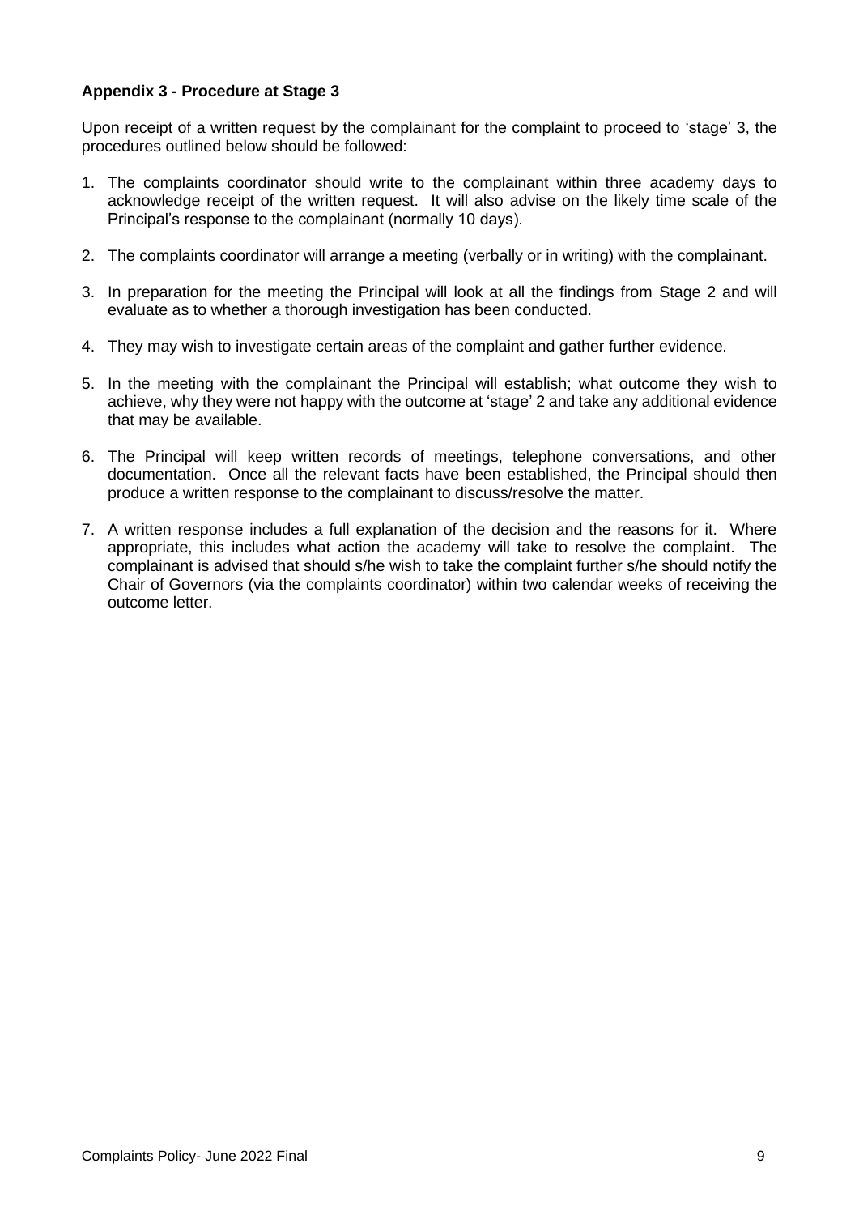**Appendix 3 - Procedure at Stage 3**

Upon receipt of a written request by the complainant for the complaint to proceed to 'stage' 3, the procedures outlined below should be followed:

1. The complaints coordinator should write to the complainant within three academy days to acknowledge receipt of the written request. It will also advise on the likely time scale of the Principal's response to the complainant (normally 10 days).

2. The complaints coordinator will arrange a meeting (verbally or in writing) with the complainant.

3. In preparation for the meeting the Principal will look at all the findings from Stage 2 and will evaluate as to whether a thorough investigation has been conducted.

4. They may wish to investigate certain areas of the complaint and gather further evidence.

5. In the meeting with the complainant the Principal will establish; what outcome they wish to achieve, why they were not happy with the outcome at 'stage' 2 and take any additional evidence that may be available.

6. The Principal will keep written records of meetings, telephone conversations, and other documentation. Once all the relevant facts have been established, the Principal should then produce a written response to the complainant to discuss/resolve the matter.

7. A written response includes a full explanation of the decision and the reasons for it. Where appropriate, this includes what action the academy will take to resolve the complaint. The complainant is advised that should s/he wish to take the complaint further s/he should notify the Chair of Governors (via the complaints coordinator) within two calendar weeks of receiving the outcome letter.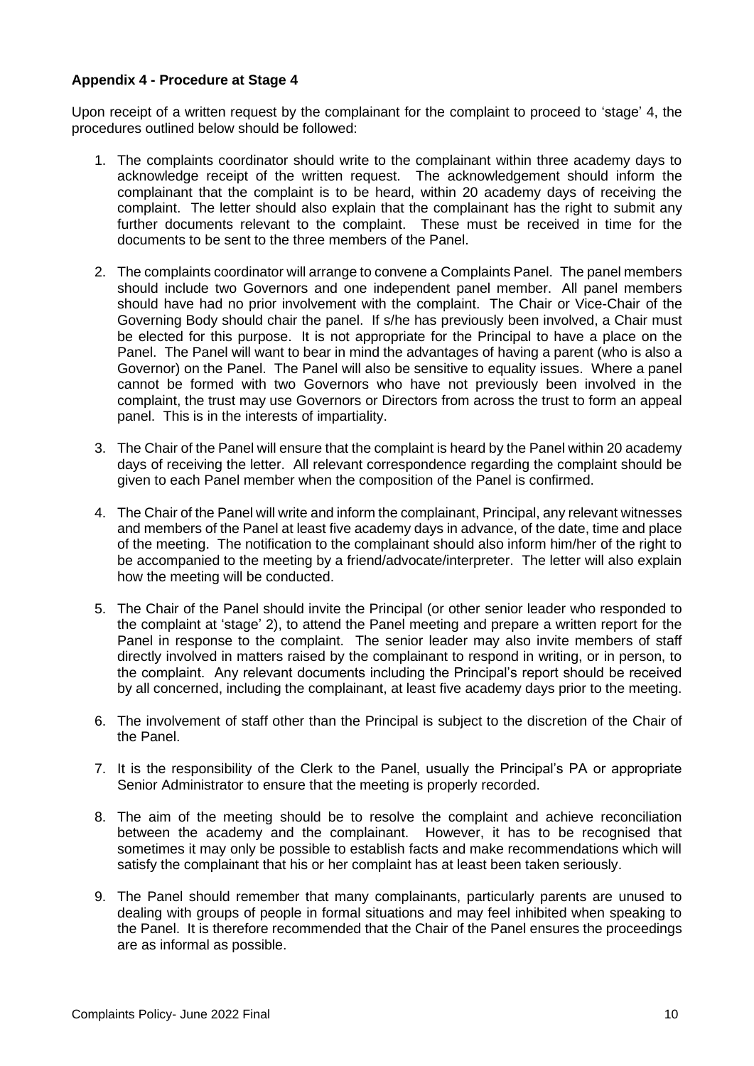**Appendix 4 - Procedure at Stage 4**

Upon receipt of a written request by the complainant for the complaint to proceed to 'stage' 4, the procedures outlined below should be followed:

1. The complaints coordinator should write to the complainant within three academy days to acknowledge receipt of the written request. The acknowledgement should inform the complainant that the complaint is to be heard, within 20 academy days of receiving the complaint. The letter should also explain that the complainant has the right to submit any further documents relevant to the complaint. These must be received in time for the documents to be sent to the three members of the Panel.

2. The complaints coordinator will arrange to convene a Complaints Panel. The panel members should include two Governors and one independent panel member. All panel members should have had no prior involvement with the complaint. The Chair or Vice-Chair of the Governing Body should chair the panel. If s/he has previously been involved, a Chair must be elected for this purpose. It is not appropriate for the Principal to have a place on the Panel. The Panel will want to bear in mind the advantages of having a parent (who is also a Governor) on the Panel. The Panel will also be sensitive to equality issues. Where a panel cannot be formed with two Governors who have not previously been involved in the complaint, the trust may use Governors or Directors from across the trust to form an appeal panel. This is in the interests of impartiality.

3. The Chair of the Panel will ensure that the complaint is heard by the Panel within 20 academy days of receiving the letter. All relevant correspondence regarding the complaint should be given to each Panel member when the composition of the Panel is confirmed.

4. The Chair of the Panel will write and inform the complainant, Principal, any relevant witnesses and members of the Panel at least five academy days in advance, of the date, time and place of the meeting. The notification to the complainant should also inform him/her of the right to be accompanied to the meeting by a friend/advocate/interpreter. The letter will also explain how the meeting will be conducted.

5. The Chair of the Panel should invite the Principal (or other senior leader who responded to the complaint at 'stage' 2), to attend the Panel meeting and prepare a written report for the Panel in response to the complaint. The senior leader may also invite members of staff directly involved in matters raised by the complainant to respond in writing, or in person, to the complaint. Any relevant documents including the Principal's report should be received by all concerned, including the complainant, at least five academy days prior to the meeting.

6. The involvement of staff other than the Principal is subject to the discretion of the Chair of the Panel.

7. It is the responsibility of the Clerk to the Panel, usually the Principal's PA or appropriate Senior Administrator to ensure that the meeting is properly recorded.

8. The aim of the meeting should be to resolve the complaint and achieve reconciliation between the academy and the complainant. However, it has to be recognised that sometimes it may only be possible to establish facts and make recommendations which will satisfy the complainant that his or her complaint has at least been taken seriously.

9. The Panel should remember that many complainants, particularly parents are unused to dealing with groups of people in formal situations and may feel inhibited when speaking to the Panel. It is therefore recommended that the Chair of the Panel ensures the proceedings are as informal as possible.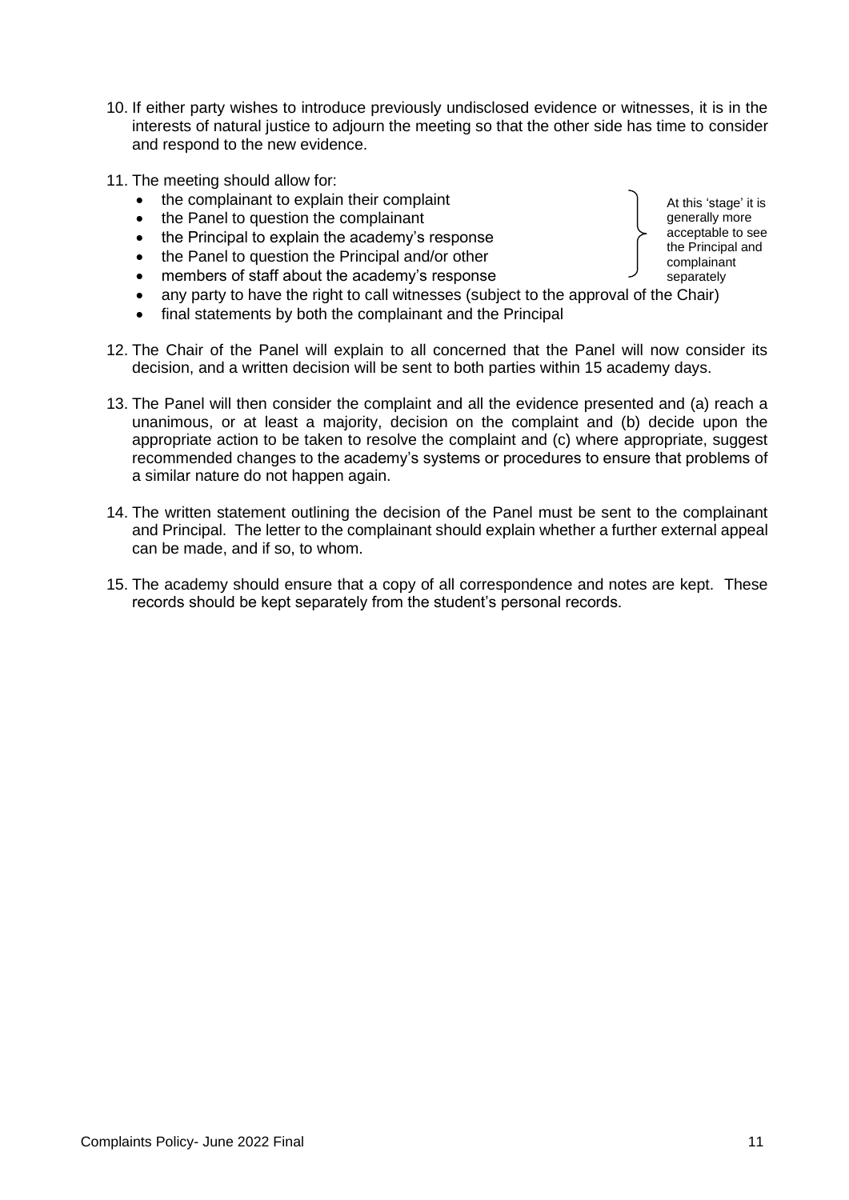10. If either party wishes to introduce previously undisclosed evidence or witnesses, it is in the interests of natural justice to adjourn the meeting so that the other side has time to consider and respond to the new evidence.

11. The meeting should allow for:
    - the complainant to explain their complaint
    - the Panel to question the complainant
    - the Principal to explain the academy's response
    - the Panel to question the Principal and/or other
    - members of staff about the academy's response
    - any party to have the right to call witnesses (subject to the approval of the Chair)
    - final statements by both the complainant and the Principal

    At this 'stage' it is generally more acceptable to see the Principal and complainant separately

12. The Chair of the Panel will explain to all concerned that the Panel will now consider its decision, and a written decision will be sent to both parties within 15 academy days.

13. The Panel will then consider the complaint and all the evidence presented and (a) reach a unanimous, or at least a majority, decision on the complaint and (b) decide upon the appropriate action to be taken to resolve the complaint and (c) where appropriate, suggest recommended changes to the academy's systems or procedures to ensure that problems of a similar nature do not happen again.

14. The written statement outlining the decision of the Panel must be sent to the complainant and Principal. The letter to the complainant should explain whether a further external appeal can be made, and if so, to whom.

15. The academy should ensure that a copy of all correspondence and notes are kept. These records should be kept separately from the student's personal records.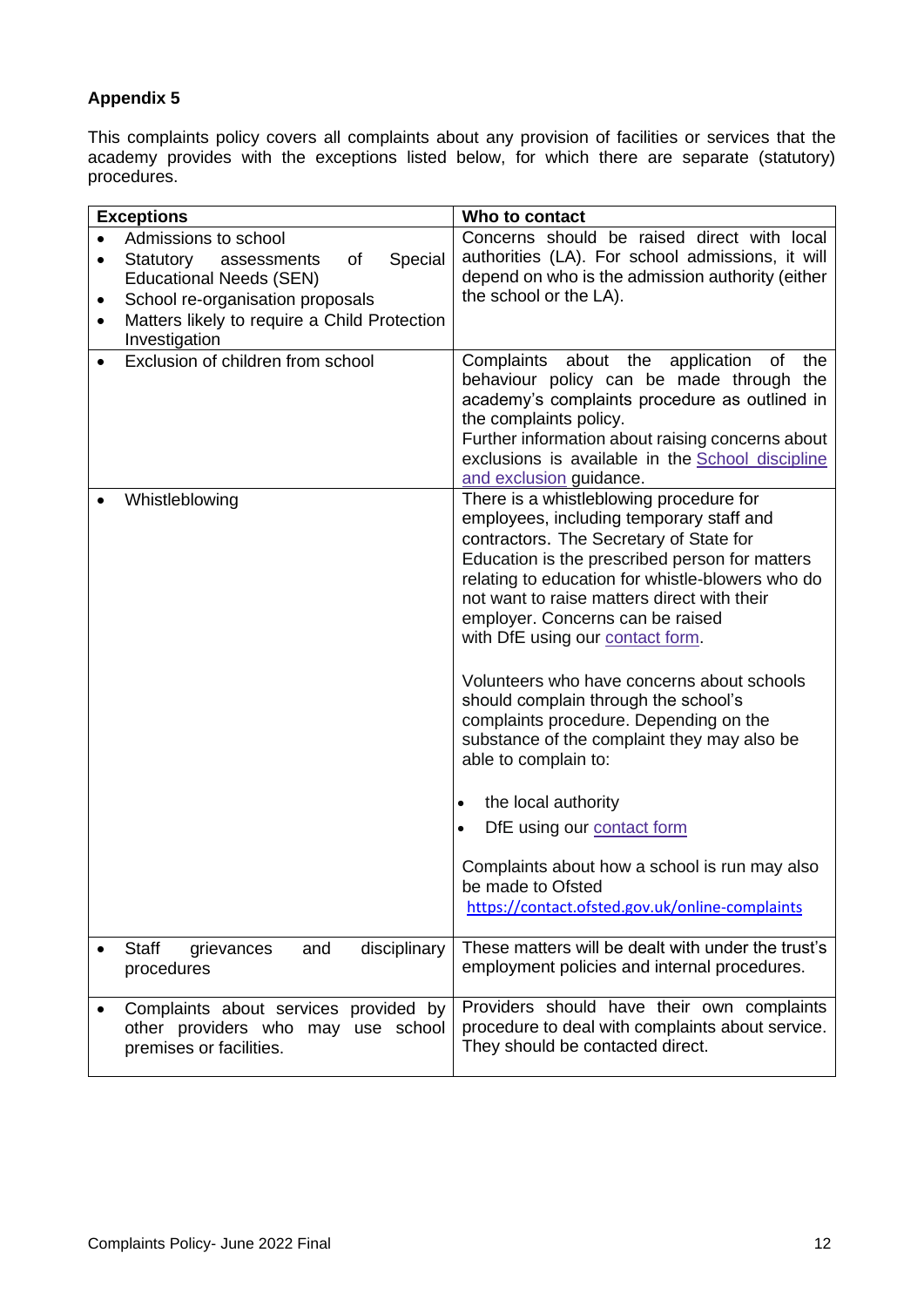## Appendix 5

This complaints policy covers all complaints about any provision of facilities or services that the academy provides with the exceptions listed below, for which there are separate (statutory) procedures.

| Exceptions | Who to contact |
|---|---|
| • Admissions to school<br>• Statutory assessments of Special Educational Needs (SEN)<br>• School re-organisation proposals<br>• Matters likely to require a Child Protection Investigation | Concerns should be raised direct with local authorities (LA). For school admissions, it will depend on who is the admission authority (either the school or the LA). |
| • Exclusion of children from school | Complaints about the application of the behaviour policy can be made through the academy's complaints procedure as outlined in the complaints policy.<br>Further information about raising concerns about exclusions is available in the School discipline and exclusion guidance. |
| • Whistleblowing | There is a whistleblowing procedure for employees, including temporary staff and contractors. The Secretary of State for Education is the prescribed person for matters relating to education for whistle-blowers who do not want to raise matters direct with their employer. Concerns can be raised with DfE using our contact form.<br><br>Volunteers who have concerns about schools should complain through the school's complaints procedure. Depending on the substance of the complaint they may also be able to complain to:<br><br>• the local authority<br>• DfE using our contact form<br><br>Complaints about how a school is run may also be made to Ofsted https://contact.ofsted.gov.uk/online-complaints |
| • Staff grievances and disciplinary procedures | These matters will be dealt with under the trust's employment policies and internal procedures. |
| • Complaints about services provided by other providers who may use school premises or facilities. | Providers should have their own complaints procedure to deal with complaints about service. They should be contacted direct. |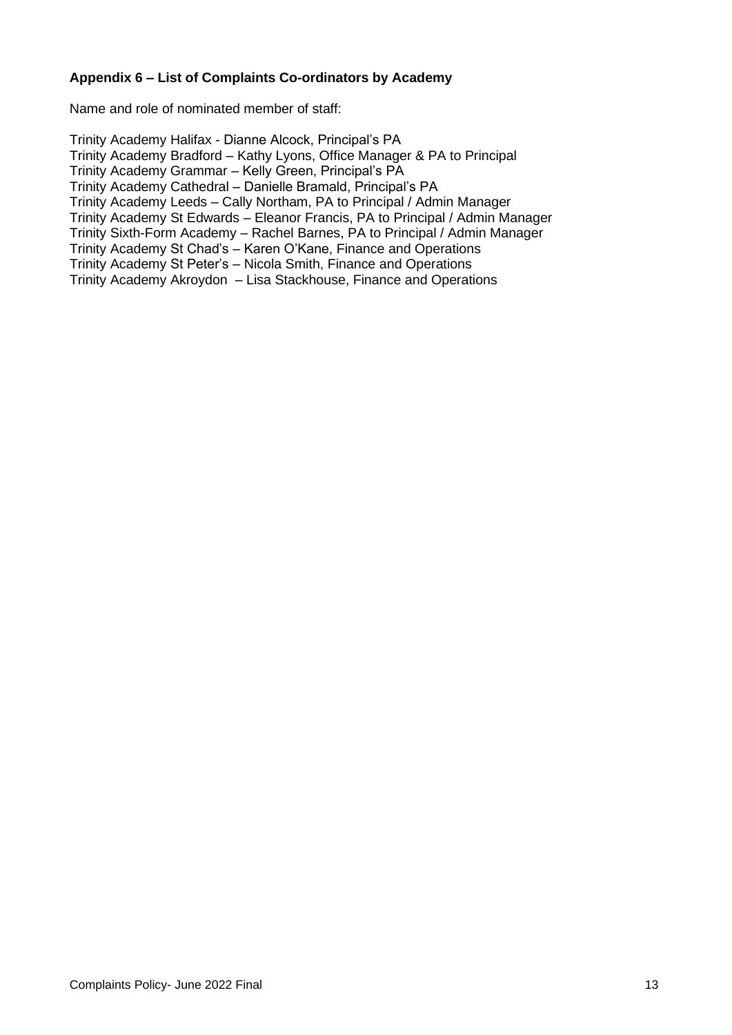**Appendix 6 – List of Complaints Co-ordinators by Academy**

Name and role of nominated member of staff:

Trinity Academy Halifax - Dianne Alcock, Principal's PA
Trinity Academy Bradford – Kathy Lyons, Office Manager & PA to Principal
Trinity Academy Grammar – Kelly Green, Principal's PA
Trinity Academy Cathedral – Danielle Bramald, Principal's PA
Trinity Academy Leeds – Cally Northam, PA to Principal / Admin Manager
Trinity Academy St Edwards – Eleanor Francis, PA to Principal / Admin Manager
Trinity Sixth-Form Academy – Rachel Barnes, PA to Principal / Admin Manager
Trinity Academy St Chad's – Karen O'Kane, Finance and Operations
Trinity Academy St Peter's – Nicola Smith, Finance and Operations
Trinity Academy Akroydon – Lisa Stackhouse, Finance and Operations